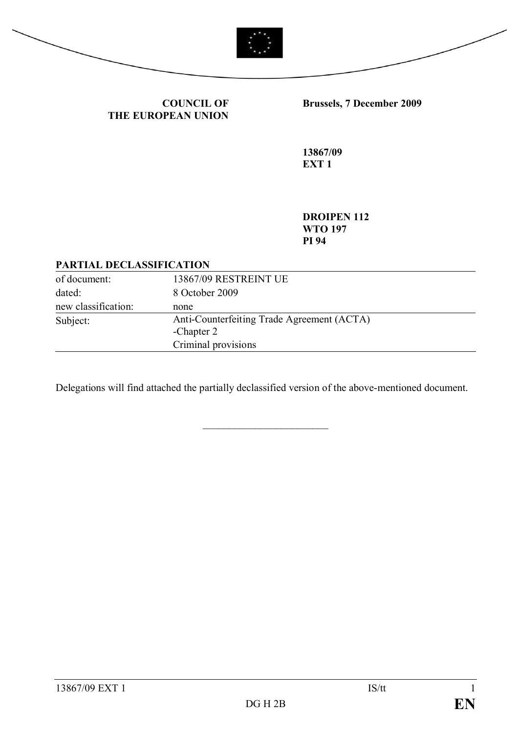**COUNCIL OF THE EUROPEAN UNION**

**Brussels, 7 December 2009**

**13867/09**
**EXT 1**

**DROIPEN 112**
**WTO 197**
**PI 94**

**PARTIAL DECLASSIFICATION**

| | |
|---|---|
| of document: | 13867/09 RESTREINT UE |
| dated: | 8 October 2009 |
| new classification: | none |
| Subject: | Anti-Counterfeiting Trade Agreement (ACTA)<br>-Chapter 2<br>Criminal provisions |

Delegations will find attached the partially declassified version of the above-mentioned document.

\_\_\_\_\_\_\_\_\_\_\_\_\_\_\_\_\_\_\_\_\_\_\_\_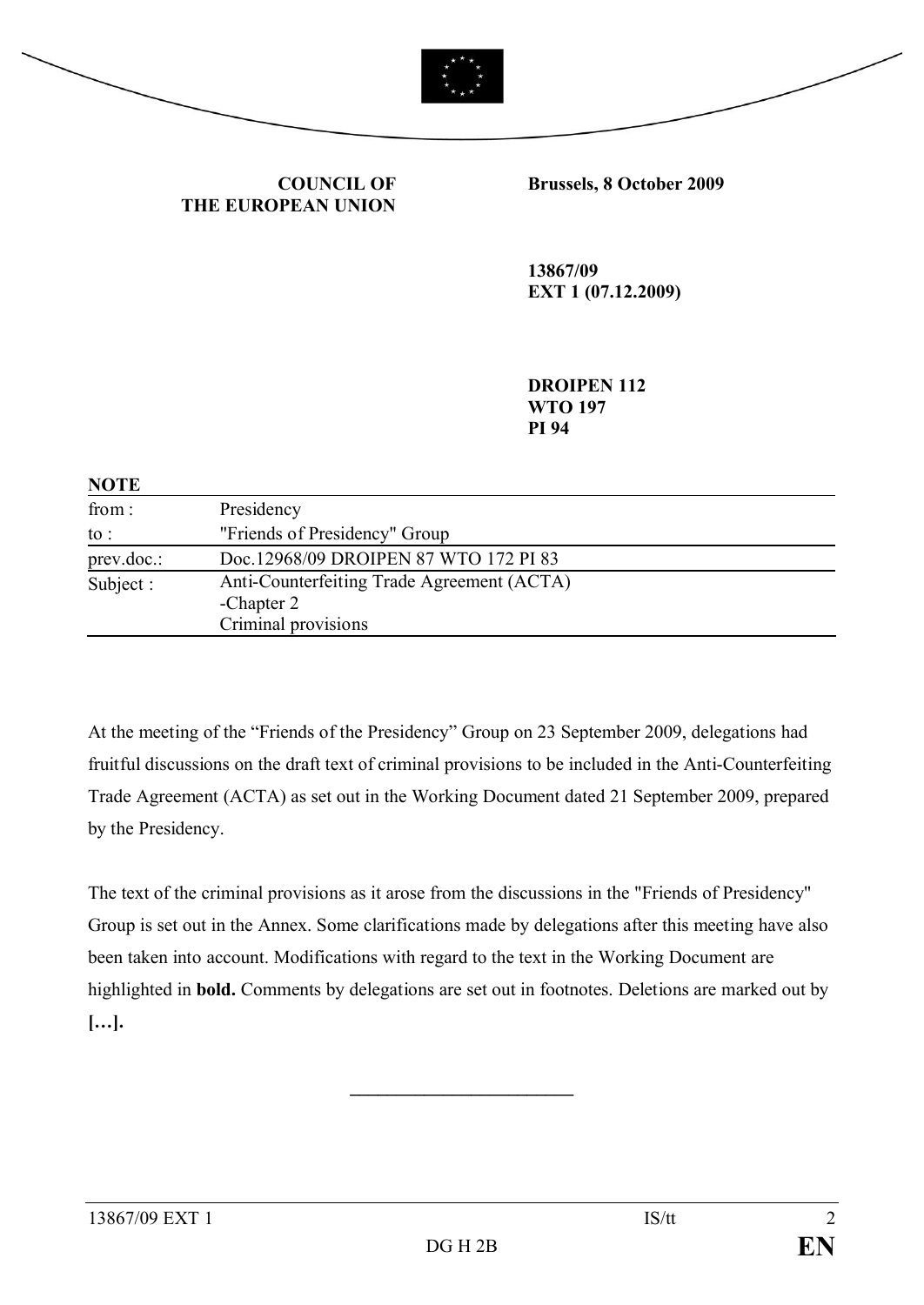**COUNCIL OF THE EUROPEAN UNION**

**Brussels, 8 October 2009**

**13867/09**
**EXT 1 (07.12.2009)**

**DROIPEN 112**
**WTO 197**
**PI 94**

**NOTE**

| | |
|---|---|
| from : | Presidency |
| to : | "Friends of Presidency" Group |
| prev.doc.: | Doc.12968/09 DROIPEN 87 WTO 172 PI 83 |
| Subject : | Anti-Counterfeiting Trade Agreement (ACTA) -Chapter 2 Criminal provisions |

At the meeting of the "Friends of the Presidency" Group on 23 September 2009, delegations had fruitful discussions on the draft text of criminal provisions to be included in the Anti-Counterfeiting Trade Agreement (ACTA) as set out in the Working Document dated 21 September 2009, prepared by the Presidency.

The text of the criminal provisions as it arose from the discussions in the "Friends of Presidency" Group is set out in the Annex. Some clarifications made by delegations after this meeting have also been taken into account. Modifications with regard to the text in the Working Document are highlighted in **bold.** Comments by delegations are set out in footnotes. Deletions are marked out by **[…].**

________________________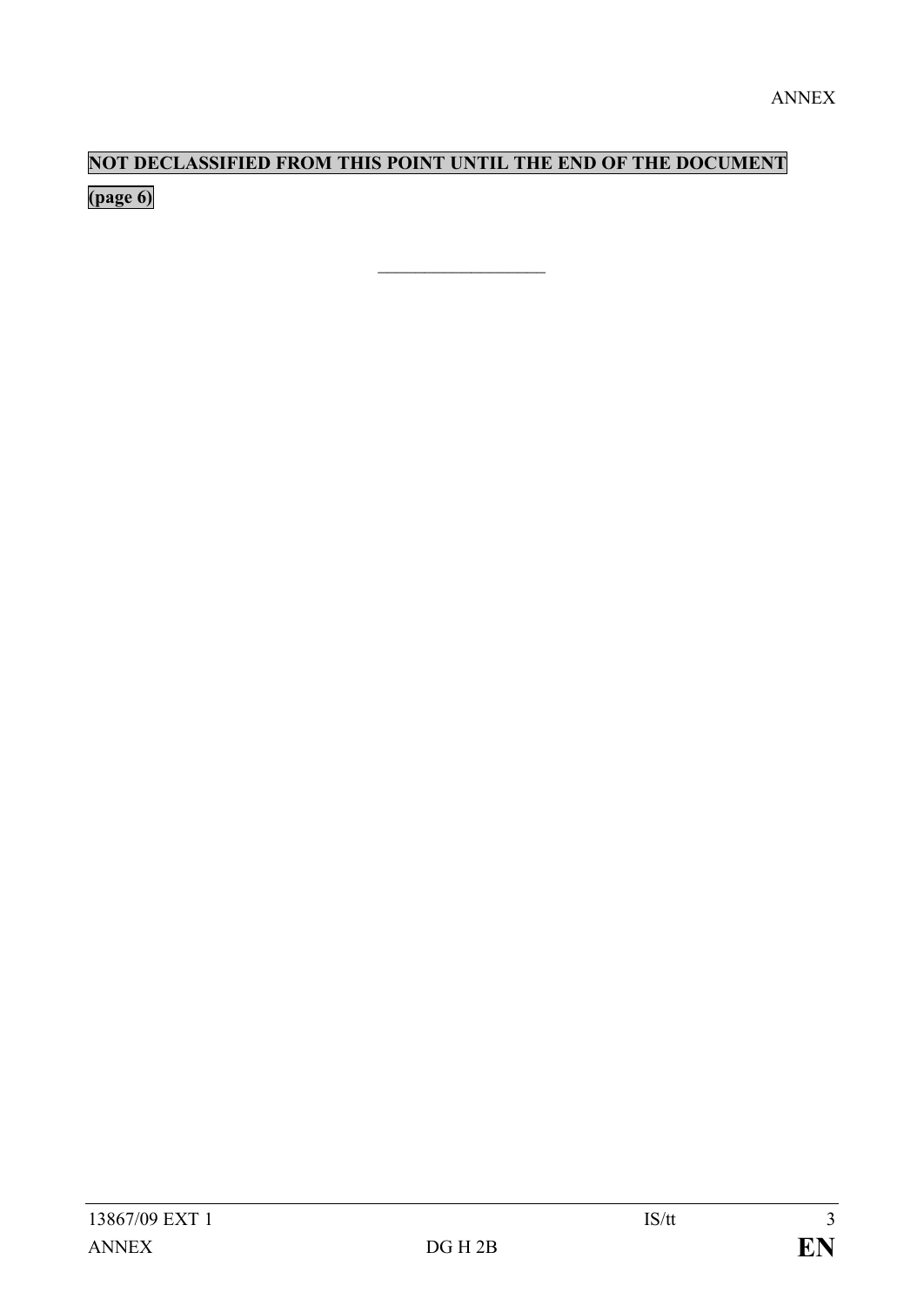ANNEX

**NOT DECLASSIFIED FROM THIS POINT UNTIL THE END OF THE DOCUMENT**

**(page 6)**

---